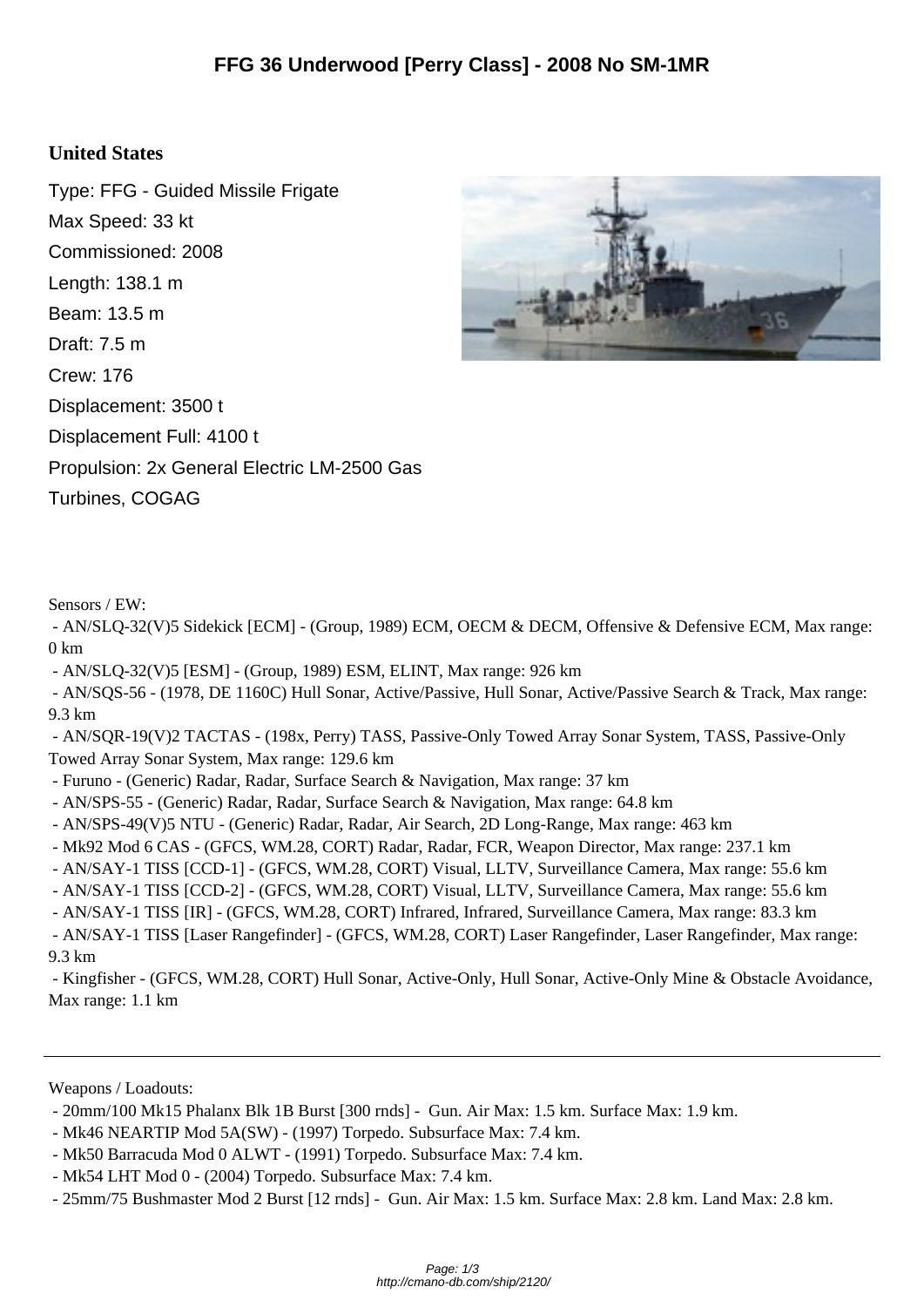# FFG 36 Underwood [Perry Class] - 2008 No SM-1MR

## United States

Type: FFG - Guided Missile Frigate
Max Speed: 33 kt
Commissioned: 2008
Length: 138.1 m
Beam: 13.5 m
Draft: 7.5 m
Crew: 176
Displacement: 3500 t
Displacement Full: 4100 t
Propulsion: 2x General Electric LM-2500 Gas Turbines, COGAG

Sensors / EW:

- AN/SLQ-32(V)5 Sidekick [ECM] - (Group, 1989) ECM, OECM & DECM, Offensive & Defensive ECM, Max range: 0 km
- AN/SLQ-32(V)5 [ESM] - (Group, 1989) ESM, ELINT, Max range: 926 km
- AN/SQS-56 - (1978, DE 1160C) Hull Sonar, Active/Passive, Hull Sonar, Active/Passive Search & Track, Max range: 9.3 km
- AN/SQR-19(V)2 TACTAS - (198x, Perry) TASS, Passive-Only Towed Array Sonar System, TASS, Passive-Only Towed Array Sonar System, Max range: 129.6 km
- Furuno - (Generic) Radar, Radar, Surface Search & Navigation, Max range: 37 km
- AN/SPS-55 - (Generic) Radar, Radar, Surface Search & Navigation, Max range: 64.8 km
- AN/SPS-49(V)5 NTU - (Generic) Radar, Radar, Air Search, 2D Long-Range, Max range: 463 km
- Mk92 Mod 6 CAS - (GFCS, WM.28, CORT) Radar, Radar, FCR, Weapon Director, Max range: 237.1 km
- AN/SAY-1 TISS [CCD-1] - (GFCS, WM.28, CORT) Visual, LLTV, Surveillance Camera, Max range: 55.6 km
- AN/SAY-1 TISS [CCD-2] - (GFCS, WM.28, CORT) Visual, LLTV, Surveillance Camera, Max range: 55.6 km
- AN/SAY-1 TISS [IR] - (GFCS, WM.28, CORT) Infrared, Infrared, Surveillance Camera, Max range: 83.3 km
- AN/SAY-1 TISS [Laser Rangefinder] - (GFCS, WM.28, CORT) Laser Rangefinder, Laser Rangefinder, Max range: 9.3 km
- Kingfisher - (GFCS, WM.28, CORT) Hull Sonar, Active-Only, Hull Sonar, Active-Only Mine & Obstacle Avoidance, Max range: 1.1 km

---

Weapons / Loadouts:

- 20mm/100 Mk15 Phalanx Blk 1B Burst [300 rnds] - Gun. Air Max: 1.5 km. Surface Max: 1.9 km.
- Mk46 NEARTIP Mod 5A(SW) - (1997) Torpedo. Subsurface Max: 7.4 km.
- Mk50 Barracuda Mod 0 ALWT - (1991) Torpedo. Subsurface Max: 7.4 km.
- Mk54 LHT Mod 0 - (2004) Torpedo. Subsurface Max: 7.4 km.
- 25mm/75 Bushmaster Mod 2 Burst [12 rnds] - Gun. Air Max: 1.5 km. Surface Max: 2.8 km. Land Max: 2.8 km.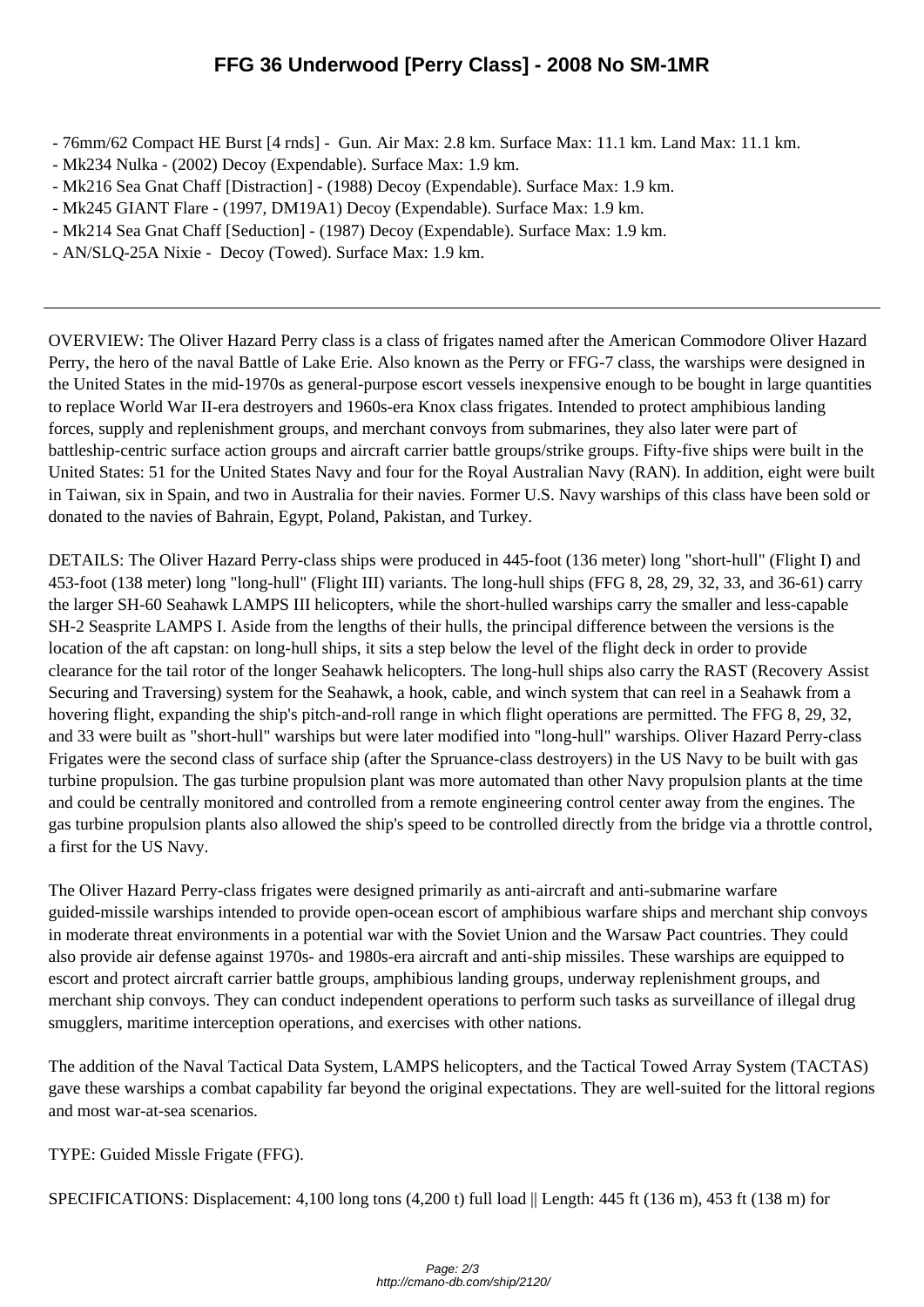- 76mm/62 Compact HE Burst [4 rnds] - Gun. Air Max: 2.8 km. Surface Max: 11.1 km. Land Max: 11.1 km.
- Mk234 Nulka - (2002) Decoy (Expendable). Surface Max: 1.9 km.
- Mk216 Sea Gnat Chaff [Distraction] - (1988) Decoy (Expendable). Surface Max: 1.9 km.
- Mk245 GIANT Flare - (1997, DM19A1) Decoy (Expendable). Surface Max: 1.9 km.
- Mk214 Sea Gnat Chaff [Seduction] - (1987) Decoy (Expendable). Surface Max: 1.9 km.
- AN/SLQ-25A Nixie - Decoy (Towed). Surface Max: 1.9 km.

---

OVERVIEW: The Oliver Hazard Perry class is a class of frigates named after the American Commodore Oliver Hazard Perry, the hero of the naval Battle of Lake Erie. Also known as the Perry or FFG-7 class, the warships were designed in the United States in the mid-1970s as general-purpose escort vessels inexpensive enough to be bought in large quantities to replace World War II-era destroyers and 1960s-era Knox class frigates. Intended to protect amphibious landing forces, supply and replenishment groups, and merchant convoys from submarines, they also later were part of battleship-centric surface action groups and aircraft carrier battle groups/strike groups. Fifty-five ships were built in the United States: 51 for the United States Navy and four for the Royal Australian Navy (RAN). In addition, eight were built in Taiwan, six in Spain, and two in Australia for their navies. Former U.S. Navy warships of this class have been sold or donated to the navies of Bahrain, Egypt, Poland, Pakistan, and Turkey.

DETAILS: The Oliver Hazard Perry-class ships were produced in 445-foot (136 meter) long "short-hull" (Flight I) and 453-foot (138 meter) long "long-hull" (Flight III) variants. The long-hull ships (FFG 8, 28, 29, 32, 33, and 36-61) carry the larger SH-60 Seahawk LAMPS III helicopters, while the short-hulled warships carry the smaller and less-capable SH-2 Seasprite LAMPS I. Aside from the lengths of their hulls, the principal difference between the versions is the location of the aft capstan: on long-hull ships, it sits a step below the level of the flight deck in order to provide clearance for the tail rotor of the longer Seahawk helicopters. The long-hull ships also carry the RAST (Recovery Assist Securing and Traversing) system for the Seahawk, a hook, cable, and winch system that can reel in a Seahawk from a hovering flight, expanding the ship's pitch-and-roll range in which flight operations are permitted. The FFG 8, 29, 32, and 33 were built as "short-hull" warships but were later modified into "long-hull" warships. Oliver Hazard Perry-class Frigates were the second class of surface ship (after the Spruance-class destroyers) in the US Navy to be built with gas turbine propulsion. The gas turbine propulsion plant was more automated than other Navy propulsion plants at the time and could be centrally monitored and controlled from a remote engineering control center away from the engines. The gas turbine propulsion plants also allowed the ship's speed to be controlled directly from the bridge via a throttle control, a first for the US Navy.

The Oliver Hazard Perry-class frigates were designed primarily as anti-aircraft and anti-submarine warfare guided-missile warships intended to provide open-ocean escort of amphibious warfare ships and merchant ship convoys in moderate threat environments in a potential war with the Soviet Union and the Warsaw Pact countries. They could also provide air defense against 1970s- and 1980s-era aircraft and anti-ship missiles. These warships are equipped to escort and protect aircraft carrier battle groups, amphibious landing groups, underway replenishment groups, and merchant ship convoys. They can conduct independent operations to perform such tasks as surveillance of illegal drug smugglers, maritime interception operations, and exercises with other nations.

The addition of the Naval Tactical Data System, LAMPS helicopters, and the Tactical Towed Array System (TACTAS) gave these warships a combat capability far beyond the original expectations. They are well-suited for the littoral regions and most war-at-sea scenarios.

TYPE: Guided Missle Frigate (FFG).

SPECIFICATIONS: Displacement: 4,100 long tons (4,200 t) full load || Length: 445 ft (136 m), 453 ft (138 m) for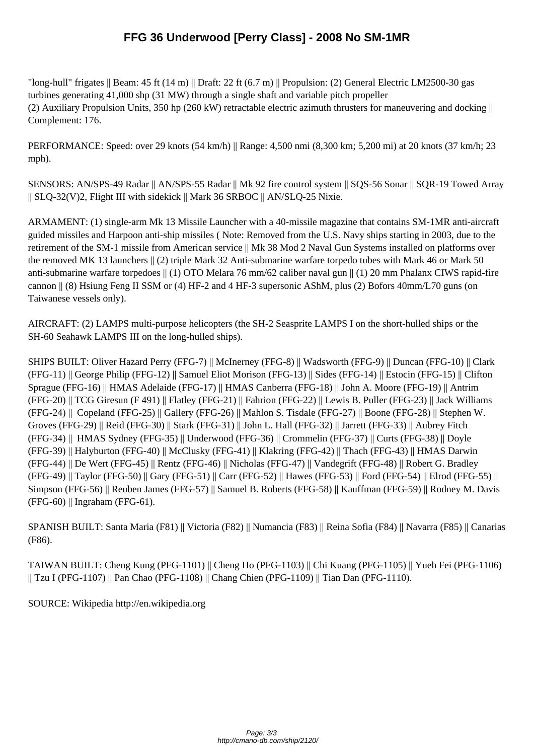"long-hull" frigates || Beam: 45 ft (14 m) || Draft: 22 ft (6.7 m) || Propulsion: (2) General Electric LM2500-30 gas turbines generating 41,000 shp (31 MW) through a single shaft and variable pitch propeller
(2) Auxiliary Propulsion Units, 350 hp (260 kW) retractable electric azimuth thrusters for maneuvering and docking || Complement: 176.

PERFORMANCE: Speed: over 29 knots (54 km/h) || Range: 4,500 nmi (8,300 km; 5,200 mi) at 20 knots (37 km/h; 23 mph).

SENSORS: AN/SPS-49 Radar || AN/SPS-55 Radar || Mk 92 fire control system || SQS-56 Sonar || SQR-19 Towed Array || SLQ-32(V)2, Flight III with sidekick || Mark 36 SRBOC || AN/SLQ-25 Nixie.

ARMAMENT: (1) single-arm Mk 13 Missile Launcher with a 40-missile magazine that contains SM-1MR anti-aircraft guided missiles and Harpoon anti-ship missiles ( Note: Removed from the U.S. Navy ships starting in 2003, due to the retirement of the SM-1 missile from American service || Mk 38 Mod 2 Naval Gun Systems installed on platforms over the removed MK 13 launchers || (2) triple Mark 32 Anti-submarine warfare torpedo tubes with Mark 46 or Mark 50 anti-submarine warfare torpedoes || (1) OTO Melara 76 mm/62 caliber naval gun || (1) 20 mm Phalanx CIWS rapid-fire cannon || (8) Hsiung Feng II SSM or (4) HF-2 and 4 HF-3 supersonic AShM, plus (2) Bofors 40mm/L70 guns (on Taiwanese vessels only).

AIRCRAFT: (2) LAMPS multi-purpose helicopters (the SH-2 Seasprite LAMPS I on the short-hulled ships or the SH-60 Seahawk LAMPS III on the long-hulled ships).

SHIPS BUILT: Oliver Hazard Perry (FFG-7) || McInerney (FFG-8) || Wadsworth (FFG-9) || Duncan (FFG-10) || Clark (FFG-11) || George Philip (FFG-12) || Samuel Eliot Morison (FFG-13) || Sides (FFG-14) || Estocin (FFG-15) || Clifton Sprague (FFG-16) || HMAS Adelaide (FFG-17) || HMAS Canberra (FFG-18) || John A. Moore (FFG-19) || Antrim (FFG-20) || TCG Giresun (F 491) || Flatley (FFG-21) || Fahrion (FFG-22) || Lewis B. Puller (FFG-23) || Jack Williams (FFG-24) || Copeland (FFG-25) || Gallery (FFG-26) || Mahlon S. Tisdale (FFG-27) || Boone (FFG-28) || Stephen W. Groves (FFG-29) || Reid (FFG-30) || Stark (FFG-31) || John L. Hall (FFG-32) || Jarrett (FFG-33) || Aubrey Fitch (FFG-34) || HMAS Sydney (FFG-35) || Underwood (FFG-36) || Crommelin (FFG-37) || Curts (FFG-38) || Doyle (FFG-39) || Halyburton (FFG-40) || McClusky (FFG-41) || Klakring (FFG-42) || Thach (FFG-43) || HMAS Darwin (FFG-44) || De Wert (FFG-45) || Rentz (FFG-46) || Nicholas (FFG-47) || Vandegrift (FFG-48) || Robert G. Bradley (FFG-49) || Taylor (FFG-50) || Gary (FFG-51) || Carr (FFG-52) || Hawes (FFG-53) || Ford (FFG-54) || Elrod (FFG-55) || Simpson (FFG-56) || Reuben James (FFG-57) || Samuel B. Roberts (FFG-58) || Kauffman (FFG-59) || Rodney M. Davis (FFG-60) || Ingraham (FFG-61).

SPANISH BUILT: Santa Maria (F81) || Victoria (F82) || Numancia (F83) || Reina Sofia (F84) || Navarra (F85) || Canarias (F86).

TAIWAN BUILT: Cheng Kung (PFG-1101) || Cheng Ho (PFG-1103) || Chi Kuang (PFG-1105) || Yueh Fei (PFG-1106) || Tzu I (PFG-1107) || Pan Chao (PFG-1108) || Chang Chien (PFG-1109) || Tian Dan (PFG-1110).

SOURCE: Wikipedia http://en.wikipedia.org